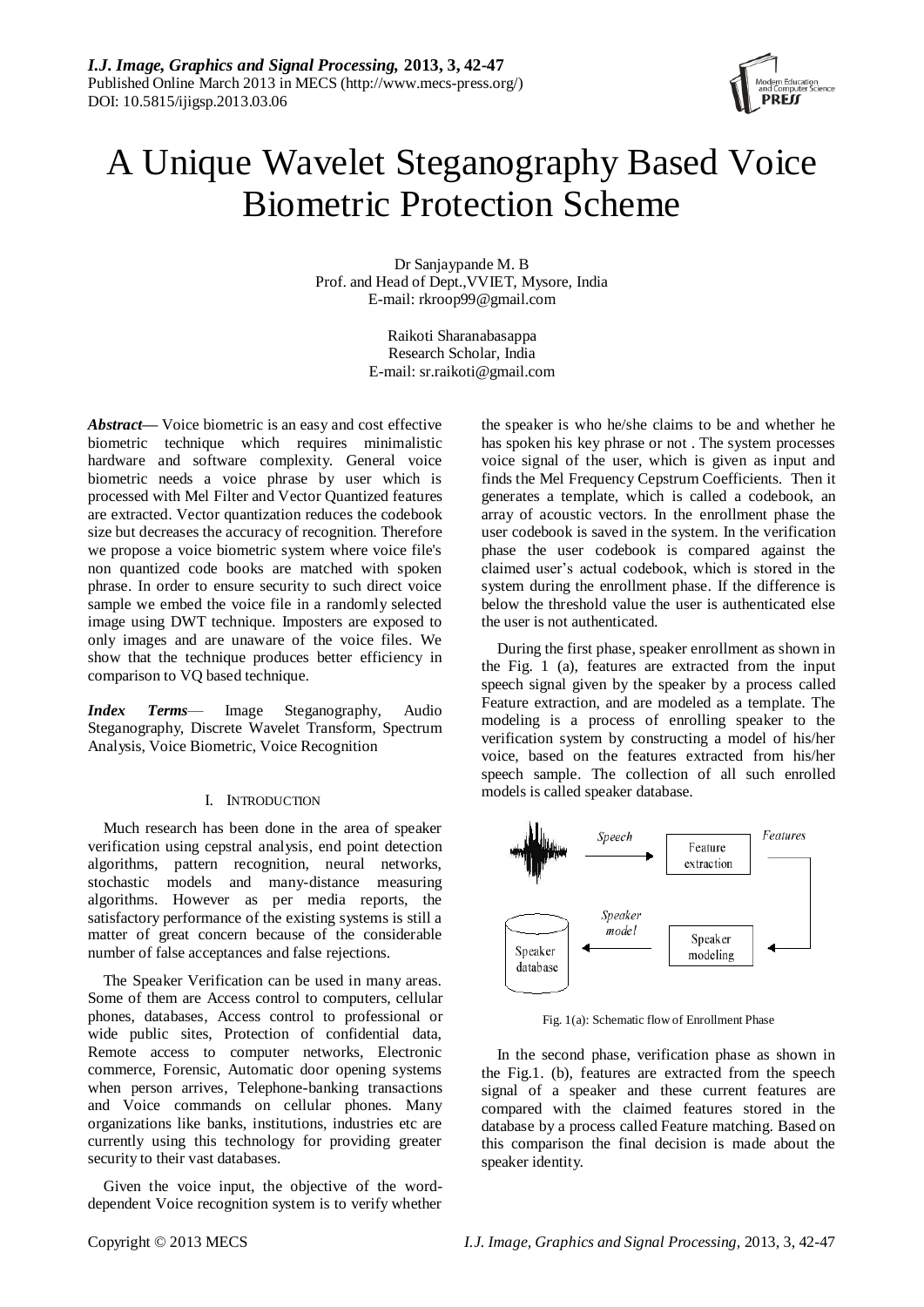# A Unique Wavelet Steganography Based Voice Biometric Protection Scheme

Dr Sanjaypande M. B
Prof. and Head of Dept.,VVIET, Mysore, India
E-mail: rkroop99@gmail.com

Raikoti Sharanabasappa
Research Scholar, India
E-mail: sr.raikoti@gmail.com

***Abstract*****—** Voice biometric is an easy and cost effective biometric technique which requires minimalistic hardware and software complexity. General voice biometric needs a voice phrase by user which is processed with Mel Filter and Vector Quantized features are extracted. Vector quantization reduces the codebook size but decreases the accuracy of recognition. Therefore we propose a voice biometric system where voice file's non quantized code books are matched with spoken phrase. In order to ensure security to such direct voice sample we embed the voice file in a randomly selected image using DWT technique. Imposters are exposed to only images and are unaware of the voice files. We show that the technique produces better efficiency in comparison to VQ based technique.

***Index Terms*****—** Image Steganography, Audio Steganography, Discrete Wavelet Transform, Spectrum Analysis, Voice Biometric, Voice Recognition

## I. INTRODUCTION

Much research has been done in the area of speaker verification using cepstral analysis, end point detection algorithms, pattern recognition, neural networks, stochastic models and many-distance measuring algorithms. However as per media reports, the satisfactory performance of the existing systems is still a matter of great concern because of the considerable number of false acceptances and false rejections.

The Speaker Verification can be used in many areas. Some of them are Access control to computers, cellular phones, databases, Access control to professional or wide public sites, Protection of confidential data, Remote access to computer networks, Electronic commerce, Forensic, Automatic door opening systems when person arrives, Telephone-banking transactions and Voice commands on cellular phones. Many organizations like banks, institutions, industries etc are currently using this technology for providing greater security to their vast databases.

Given the voice input, the objective of the word-dependent Voice recognition system is to verify whether the speaker is who he/she claims to be and whether he has spoken his key phrase or not . The system processes voice signal of the user, which is given as input and finds the Mel Frequency Cepstrum Coefficients. Then it generates a template, which is called a codebook, an array of acoustic vectors. In the enrollment phase the user codebook is saved in the system. In the verification phase the user codebook is compared against the claimed user's actual codebook, which is stored in the system during the enrollment phase. If the difference is below the threshold value the user is authenticated else the user is not authenticated.

During the first phase, speaker enrollment as shown in the Fig. 1 (a), features are extracted from the input speech signal given by the speaker by a process called Feature extraction, and are modeled as a template. The modeling is a process of enrolling speaker to the verification system by constructing a model of his/her voice, based on the features extracted from his/her speech sample. The collection of all such enrolled models is called speaker database.

Fig. 1(a): Schematic flow of Enrollment Phase

In the second phase, verification phase as shown in the Fig.1. (b), features are extracted from the speech signal of a speaker and these current features are compared with the claimed features stored in the database by a process called Feature matching. Based on this comparison the final decision is made about the speaker identity.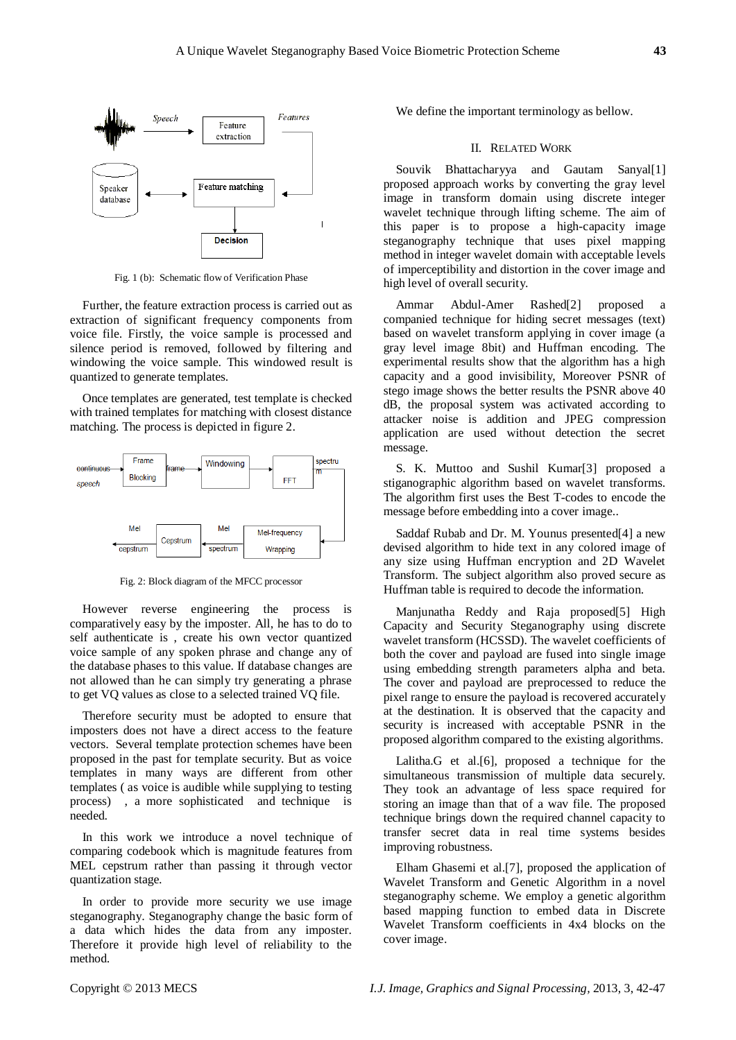Fig. 1 (b): Schematic flow of Verification Phase

Further, the feature extraction process is carried out as extraction of significant frequency components from voice file. Firstly, the voice sample is processed and silence period is removed, followed by filtering and windowing the voice sample. This windowed result is quantized to generate templates.

Once templates are generated, test template is checked with trained templates for matching with closest distance matching. The process is depicted in figure 2.

Fig. 2: Block diagram of the MFCC processor

However reverse engineering the process is comparatively easy by the imposter. All, he has to do to self authenticate is , create his own vector quantized voice sample of any spoken phrase and change any of the database phases to this value. If database changes are not allowed than he can simply try generating a phrase to get VQ values as close to a selected trained VQ file.

Therefore security must be adopted to ensure that imposters does not have a direct access to the feature vectors. Several template protection schemes have been proposed in the past for template security. But as voice templates in many ways are different from other templates ( as voice is audible while supplying to testing process) , a more sophisticated and technique is needed.

In this work we introduce a novel technique of comparing codebook which is magnitude features from MEL cepstrum rather than passing it through vector quantization stage.

In order to provide more security we use image steganography. Steganography change the basic form of a data which hides the data from any imposter. Therefore it provide high level of reliability to the method.

We define the important terminology as bellow.

## II. RELATED WORK

Souvik Bhattacharyya and Gautam Sanyal[1] proposed approach works by converting the gray level image in transform domain using discrete integer wavelet technique through lifting scheme. The aim of this paper is to propose a high-capacity image steganography technique that uses pixel mapping method in integer wavelet domain with acceptable levels of imperceptibility and distortion in the cover image and high level of overall security.

Ammar Abdul-Amer Rashed[2] proposed a companied technique for hiding secret messages (text) based on wavelet transform applying in cover image (a gray level image 8bit) and Huffman encoding. The experimental results show that the algorithm has a high capacity and a good invisibility, Moreover PSNR of stego image shows the better results the PSNR above 40 dB, the proposal system was activated according to attacker noise is addition and JPEG compression application are used without detection the secret message.

S. K. Muttoo and Sushil Kumar[3] proposed a stiganographic algorithm based on wavelet transforms. The algorithm first uses the Best T-codes to encode the message before embedding into a cover image..

Saddaf Rubab and Dr. M. Younus presented[4] a new devised algorithm to hide text in any colored image of any size using Huffman encryption and 2D Wavelet Transform. The subject algorithm also proved secure as Huffman table is required to decode the information.

Manjunatha Reddy and Raja proposed[5] High Capacity and Security Steganography using discrete wavelet transform (HCSSD). The wavelet coefficients of both the cover and payload are fused into single image using embedding strength parameters alpha and beta. The cover and payload are preprocessed to reduce the pixel range to ensure the payload is recovered accurately at the destination. It is observed that the capacity and security is increased with acceptable PSNR in the proposed algorithm compared to the existing algorithms.

Lalitha.G et al.[6], proposed a technique for the simultaneous transmission of multiple data securely. They took an advantage of less space required for storing an image than that of a wav file. The proposed technique brings down the required channel capacity to transfer secret data in real time systems besides improving robustness.

Elham Ghasemi et al.[7], proposed the application of Wavelet Transform and Genetic Algorithm in a novel steganography scheme. We employ a genetic algorithm based mapping function to embed data in Discrete Wavelet Transform coefficients in 4x4 blocks on the cover image.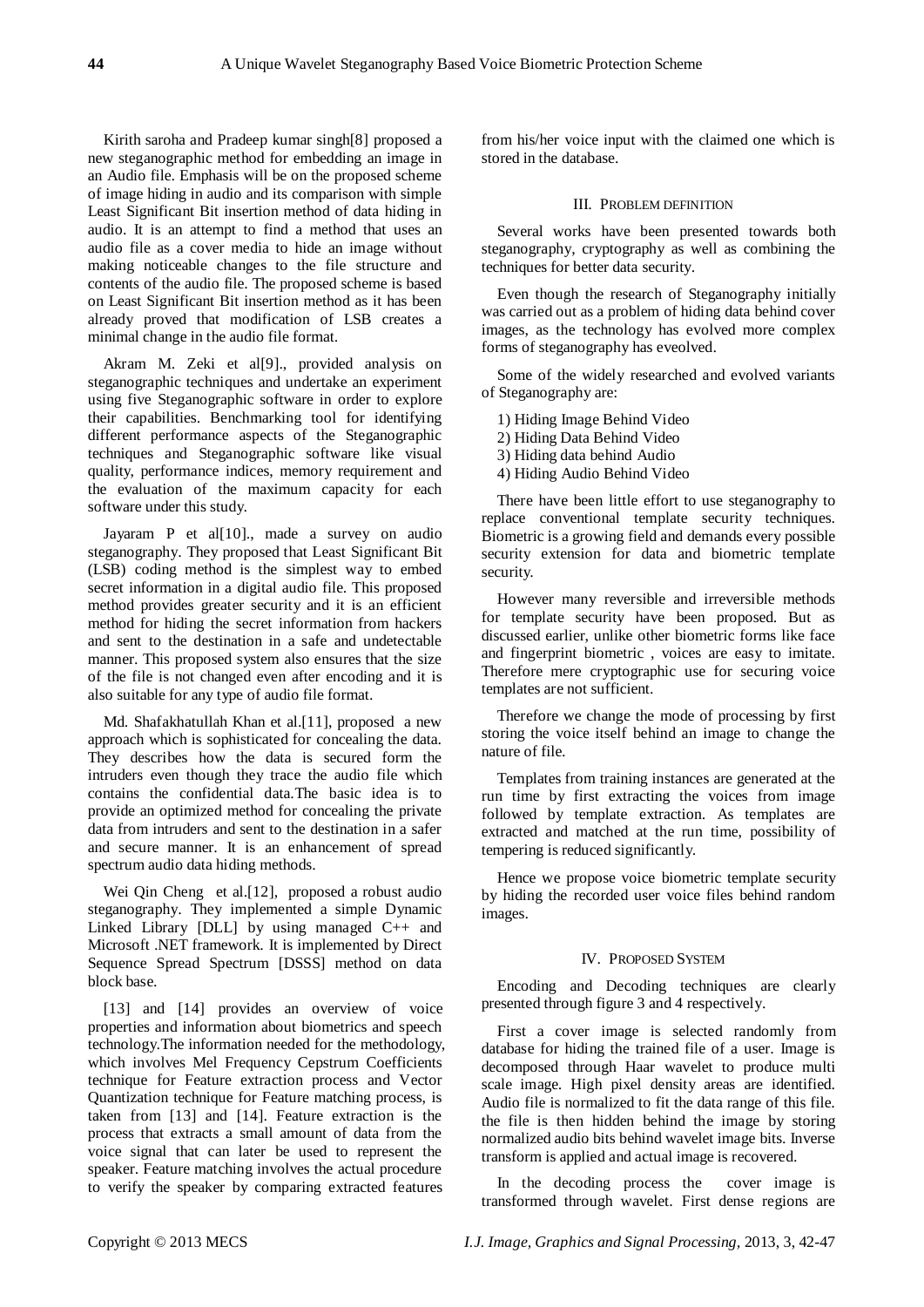Kirith saroha and Pradeep kumar singh[8] proposed a new steganographic method for embedding an image in an Audio file. Emphasis will be on the proposed scheme of image hiding in audio and its comparison with simple Least Significant Bit insertion method of data hiding in audio. It is an attempt to find a method that uses an audio file as a cover media to hide an image without making noticeable changes to the file structure and contents of the audio file. The proposed scheme is based on Least Significant Bit insertion method as it has been already proved that modification of LSB creates a minimal change in the audio file format.

Akram M. Zeki et al[9]., provided analysis on steganographic techniques and undertake an experiment using five Steganographic software in order to explore their capabilities. Benchmarking tool for identifying different performance aspects of the Steganographic techniques and Steganographic software like visual quality, performance indices, memory requirement and the evaluation of the maximum capacity for each software under this study.

Jayaram P et al[10]., made a survey on audio steganography. They proposed that Least Significant Bit (LSB) coding method is the simplest way to embed secret information in a digital audio file. This proposed method provides greater security and it is an efficient method for hiding the secret information from hackers and sent to the destination in a safe and undetectable manner. This proposed system also ensures that the size of the file is not changed even after encoding and it is also suitable for any type of audio file format.

Md. Shafakhatullah Khan et al.[11], proposed a new approach which is sophisticated for concealing the data. They describes how the data is secured form the intruders even though they trace the audio file which contains the confidential data.The basic idea is to provide an optimized method for concealing the private data from intruders and sent to the destination in a safer and secure manner. It is an enhancement of spread spectrum audio data hiding methods.

Wei Qin Cheng et al.[12], proposed a robust audio steganography. They implemented a simple Dynamic Linked Library [DLL] by using managed C++ and Microsoft .NET framework. It is implemented by Direct Sequence Spread Spectrum [DSSS] method on data block base.

[13] and [14] provides an overview of voice properties and information about biometrics and speech technology.The information needed for the methodology, which involves Mel Frequency Cepstrum Coefficients technique for Feature extraction process and Vector Quantization technique for Feature matching process, is taken from [13] and [14]. Feature extraction is the process that extracts a small amount of data from the voice signal that can later be used to represent the speaker. Feature matching involves the actual procedure to verify the speaker by comparing extracted features from his/her voice input with the claimed one which is stored in the database.

## III. PROBLEM DEFINITION

Several works have been presented towards both steganography, cryptography as well as combining the techniques for better data security.

Even though the research of Steganography initially was carried out as a problem of hiding data behind cover images, as the technology has evolved more complex forms of steganography has eveolved.

Some of the widely researched and evolved variants of Steganography are:

1) Hiding Image Behind Video
2) Hiding Data Behind Video
3) Hiding data behind Audio
4) Hiding Audio Behind Video

There have been little effort to use steganography to replace conventional template security techniques. Biometric is a growing field and demands every possible security extension for data and biometric template security.

However many reversible and irreversible methods for template security have been proposed. But as discussed earlier, unlike other biometric forms like face and fingerprint biometric , voices are easy to imitate. Therefore mere cryptographic use for securing voice templates are not sufficient.

Therefore we change the mode of processing by first storing the voice itself behind an image to change the nature of file.

Templates from training instances are generated at the run time by first extracting the voices from image followed by template extraction. As templates are extracted and matched at the run time, possibility of tempering is reduced significantly.

Hence we propose voice biometric template security by hiding the recorded user voice files behind random images.

## IV. PROPOSED SYSTEM

Encoding and Decoding techniques are clearly presented through figure 3 and 4 respectively.

First a cover image is selected randomly from database for hiding the trained file of a user. Image is decomposed through Haar wavelet to produce multi scale image. High pixel density areas are identified. Audio file is normalized to fit the data range of this file. the file is then hidden behind the image by storing normalized audio bits behind wavelet image bits. Inverse transform is applied and actual image is recovered.

In the decoding process the cover image is transformed through wavelet. First dense regions are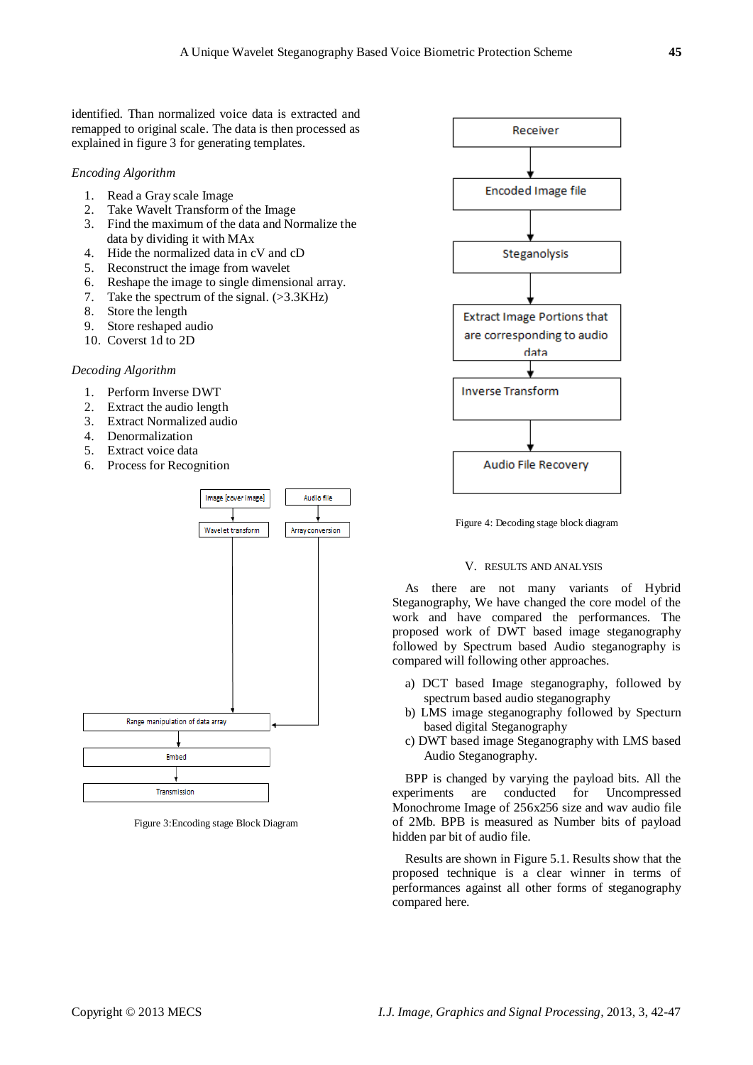identified. Than normalized voice data is extracted and remapped to original scale. The data is then processed as explained in figure 3 for generating templates.

*Encoding Algorithm*

1. Read a Gray scale Image
2. Take Wavelt Transform of the Image
3. Find the maximum of the data and Normalize the data by dividing it with MAx
4. Hide the normalized data in cV and cD
5. Reconstruct the image from wavelet
6. Reshape the image to single dimensional array.
7. Take the spectrum of the signal. (>3.3KHz)
8. Store the length
9. Store reshaped audio
10. Coverst 1d to 2D

*Decoding Algorithm*

1. Perform Inverse DWT
2. Extract the audio length
3. Extract Normalized audio
4. Denormalization
5. Extract voice data
6. Process for Recognition

Image [cover image] → Wavelet transform
Audio file → Array conversion
→ Range manipulation of data array → Embed → Transmission

Figure 3:Encoding stage Block Diagram

Receiver → Encoded Image file → Steganolysis → Extract Image Portions that are corresponding to audio data → Inverse Transform → Audio File Recovery

Figure 4: Decoding stage block diagram

## V. RESULTS AND ANALYSIS

As there are not many variants of Hybrid Steganography, We have changed the core model of the work and have compared the performances. The proposed work of DWT based image steganography followed by Spectrum based Audio steganography is compared will following other approaches.

a) DCT based Image steganography, followed by spectrum based audio steganography
b) LMS image steganography followed by Specturn based digital Steganography
c) DWT based image Steganography with LMS based Audio Steganography.

BPP is changed by varying the payload bits. All the experiments are conducted for Uncompressed Monochrome Image of 256x256 size and wav audio file of 2Mb. BPB is measured as Number bits of payload hidden par bit of audio file.

Results are shown in Figure 5.1. Results show that the proposed technique is a clear winner in terms of performances against all other forms of steganography compared here.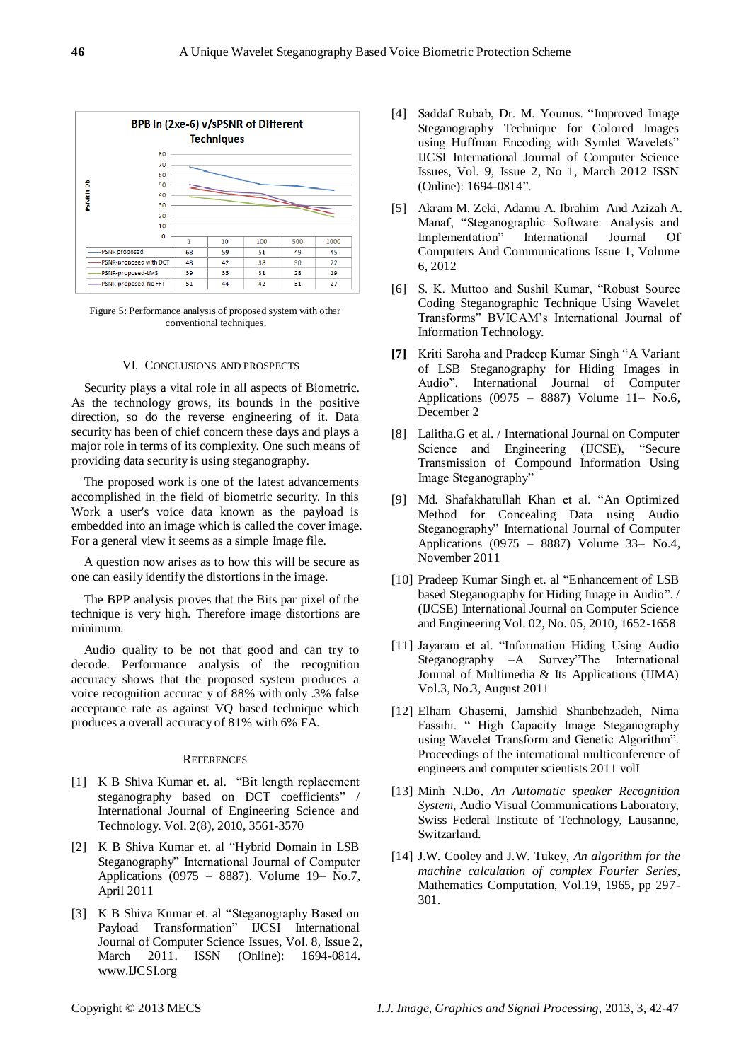**BPB in (2xe-6) v/sPSNR of Different Techniques**

| | 1 | 10 | 100 | 500 | 1000 |
|---|---|---|---|---|---|
| PSNR proposed | 68 | 59 | 51 | 49 | 45 |
| PSNR-proposed with DCT | 48 | 42 | 38 | 30 | 22 |
| PSNR-proposed-LMS | 39 | 35 | 31 | 28 | 19 |
| PSNR-proposed-No FFT | 51 | 44 | 42 | 31 | 27 |

Figure 5: Performance analysis of proposed system with other conventional techniques.

## VI. CONCLUSIONS AND PROSPECTS

Security plays a vital role in all aspects of Biometric. As the technology grows, its bounds in the positive direction, so do the reverse engineering of it. Data security has been of chief concern these days and plays a major role in terms of its complexity. One such means of providing data security is using steganography.

The proposed work is one of the latest advancements accomplished in the field of biometric security. In this Work a user's voice data known as the payload is embedded into an image which is called the cover image. For a general view it seems as a simple Image file.

A question now arises as to how this will be secure as one can easily identify the distortions in the image.

The BPP analysis proves that the Bits par pixel of the technique is very high. Therefore image distortions are minimum.

Audio quality to be not that good and can try to decode. Performance analysis of the recognition accuracy shows that the proposed system produces a voice recognition accurac y of 88% with only .3% false acceptance rate as against VQ based technique which produces a overall accuracy of 81% with 6% FA.

## REFERENCES

[1] K B Shiva Kumar et. al. "Bit length replacement steganography based on DCT coefficients" / International Journal of Engineering Science and Technology. Vol. 2(8), 2010, 3561-3570

[2] K B Shiva Kumar et. al "Hybrid Domain in LSB Steganography" International Journal of Computer Applications (0975 – 8887). Volume 19– No.7, April 2011

[3] K B Shiva Kumar et. al "Steganography Based on Payload Transformation" IJCSI International Journal of Computer Science Issues, Vol. 8, Issue 2, March 2011. ISSN (Online): 1694-0814. www.IJCSI.org

[4] Saddaf Rubab, Dr. M. Younus. "Improved Image Steganography Technique for Colored Images using Huffman Encoding with Symlet Wavelets" IJCSI International Journal of Computer Science Issues, Vol. 9, Issue 2, No 1, March 2012 ISSN (Online): 1694-0814".

[5] Akram M. Zeki, Adamu A. Ibrahim And Azizah A. Manaf, "Steganographic Software: Analysis and Implementation" International Journal Of Computers And Communications Issue 1, Volume 6, 2012

[6] S. K. Muttoo and Sushil Kumar, "Robust Source Coding Steganographic Technique Using Wavelet Transforms" BVICAM's International Journal of Information Technology.

**[7]** Kriti Saroha and Pradeep Kumar Singh "A Variant of LSB Steganography for Hiding Images in Audio". International Journal of Computer Applications (0975 – 8887) Volume 11– No.6, December 2

[8] Lalitha.G et al. / International Journal on Computer Science and Engineering (IJCSE), "Secure Transmission of Compound Information Using Image Steganography"

[9] Md. Shafakhatullah Khan et al. "An Optimized Method for Concealing Data using Audio Steganography" International Journal of Computer Applications (0975 – 8887) Volume 33– No.4, November 2011

[10] Pradeep Kumar Singh et. al "Enhancement of LSB based Steganography for Hiding Image in Audio". / (IJCSE) International Journal on Computer Science and Engineering Vol. 02, No. 05, 2010, 1652-1658

[11] Jayaram et al. "Information Hiding Using Audio Steganography –A Survey"The International Journal of Multimedia & Its Applications (IJMA) Vol.3, No.3, August 2011

[12] Elham Ghasemi, Jamshid Shanbehzadeh, Nima Fassihi. " High Capacity Image Steganography using Wavelet Transform and Genetic Algorithm". Proceedings of the international multiconference of engineers and computer scientists 2011 volI

[13] Minh N.Do, *An Automatic speaker Recognition System*, Audio Visual Communications Laboratory, Swiss Federal Institute of Technology, Lausanne, Switzarland.

[14] J.W. Cooley and J.W. Tukey, *An algorithm for the machine calculation of complex Fourier Series*, Mathematics Computation, Vol.19, 1965, pp 297-301.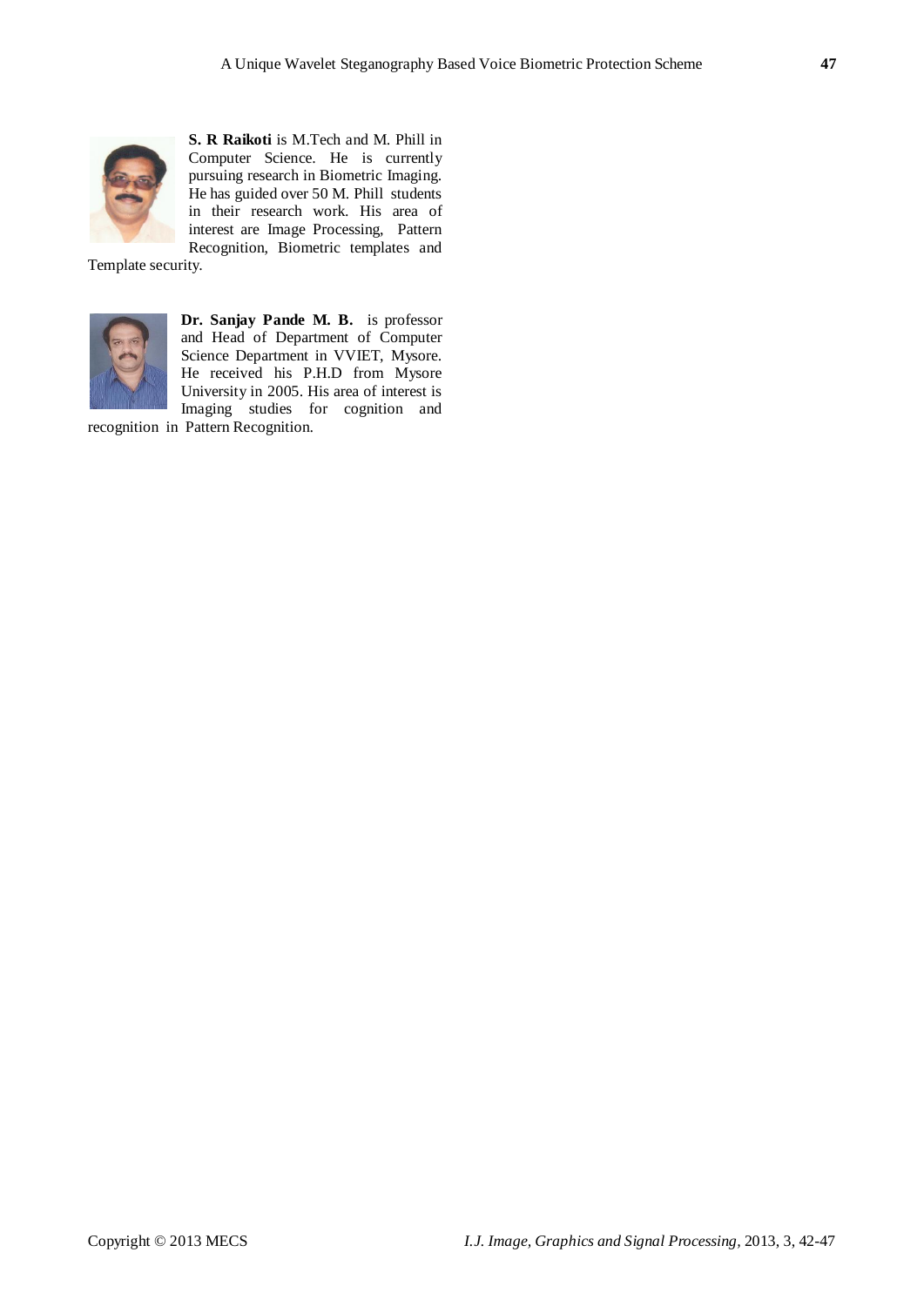**S. R Raikoti** is M.Tech and M. Phill in Computer Science. He is currently pursuing research in Biometric Imaging. He has guided over 50 M. Phill students in their research work. His area of interest are Image Processing, Pattern Recognition, Biometric templates and Template security.

**Dr. Sanjay Pande M. B.** is professor and Head of Department of Computer Science Department in VVIET, Mysore. He received his P.H.D from Mysore University in 2005. His area of interest is Imaging studies for cognition and recognition in Pattern Recognition.